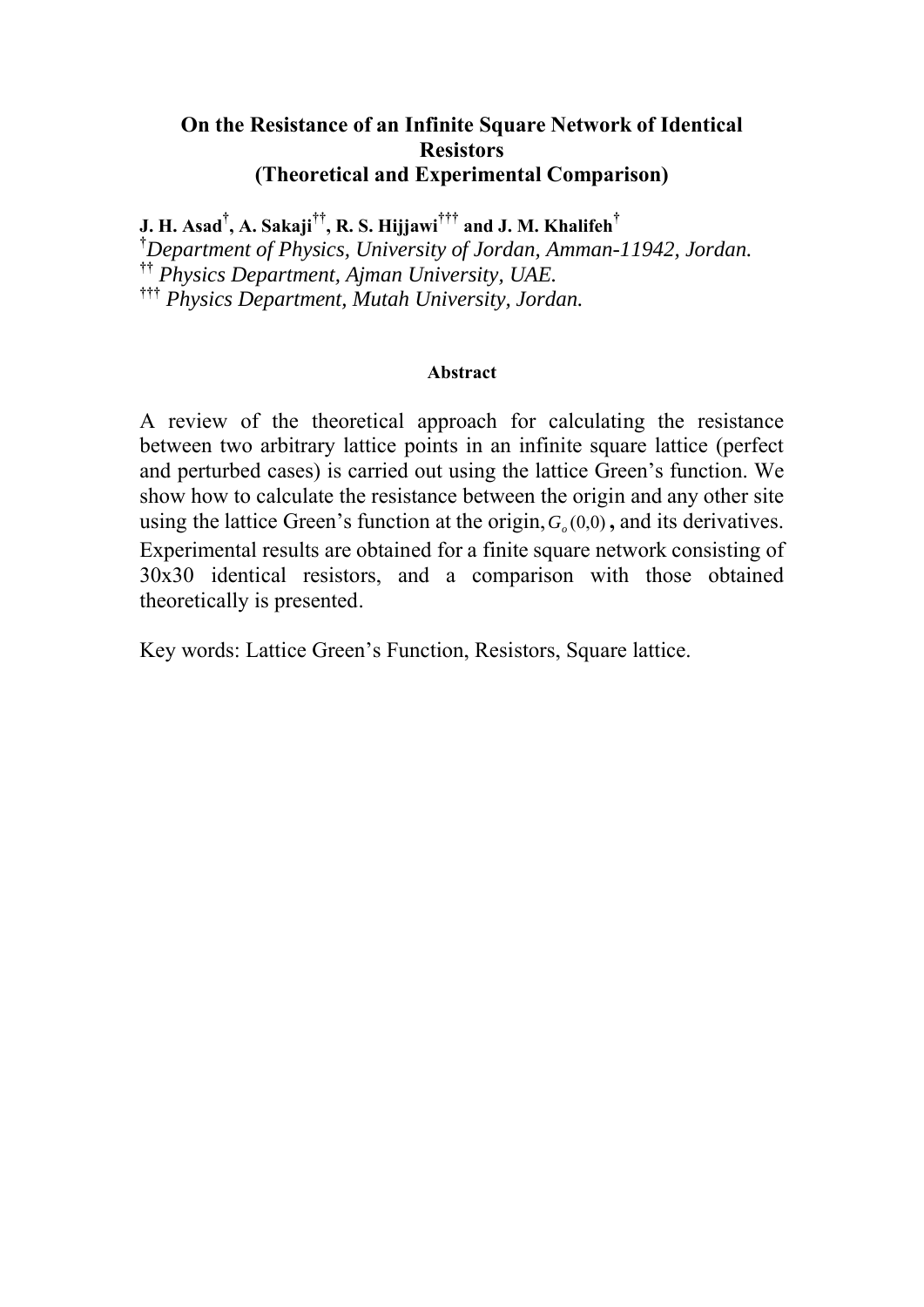# On the Resistance of an Infinite Square Network of Identical Resistors
## (Theoretical and Experimental Comparison)

**J. H. Asad[†], A. Sakaji[††], R. S. Hijjawi[†††] and J. M. Khalifeh[†]**

[†]*Department of Physics, University of Jordan, Amman-11942, Jordan.*

[††] *Physics Department, Ajman University, UAE.*

[†††] *Physics Department, Mutah University, Jordan.*

### Abstract

A review of the theoretical approach for calculating the resistance between two arbitrary lattice points in an infinite square lattice (perfect and perturbed cases) is carried out using the lattice Green's function. We show how to calculate the resistance between the origin and any other site using the lattice Green's function at the origin, $G_o(0,0)$, and its derivatives. Experimental results are obtained for a finite square network consisting of 30x30 identical resistors, and a comparison with those obtained theoretically is presented.

Key words: Lattice Green's Function, Resistors, Square lattice.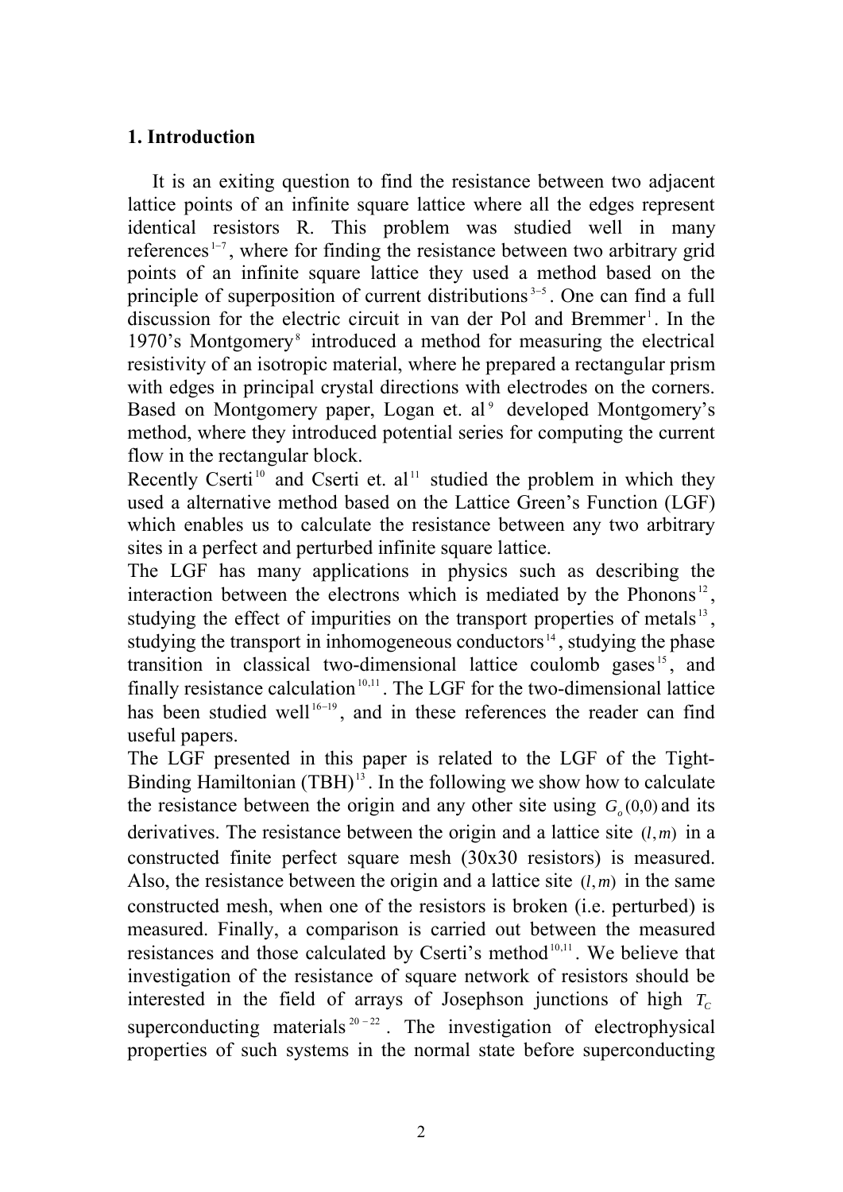## 1. Introduction

It is an exiting question to find the resistance between two adjacent lattice points of an infinite square lattice where all the edges represent identical resistors R. This problem was studied well in many references[1–7], where for finding the resistance between two arbitrary grid points of an infinite square lattice they used a method based on the principle of superposition of current distributions[3–5]. One can find a full discussion for the electric circuit in van der Pol and Bremmer[1]. In the 1970's Montgomery[8] introduced a method for measuring the electrical resistivity of an isotropic material, where he prepared a rectangular prism with edges in principal crystal directions with electrodes on the corners. Based on Montgomery paper, Logan et. al[9] developed Montgomery's method, where they introduced potential series for computing the current flow in the rectangular block.

Recently Cserti[10] and Cserti et. al[11] studied the problem in which they used a alternative method based on the Lattice Green's Function (LGF) which enables us to calculate the resistance between any two arbitrary sites in a perfect and perturbed infinite square lattice.

The LGF has many applications in physics such as describing the interaction between the electrons which is mediated by the Phonons[12], studying the effect of impurities on the transport properties of metals[13], studying the transport in inhomogeneous conductors[14], studying the phase transition in classical two-dimensional lattice coulomb gases[15], and finally resistance calculation[10,11]. The LGF for the two-dimensional lattice has been studied well[16–19], and in these references the reader can find useful papers.

The LGF presented in this paper is related to the LGF of the Tight-Binding Hamiltonian (TBH)[13]. In the following we show how to calculate the resistance between the origin and any other site using $G_o(0,0)$ and its derivatives. The resistance between the origin and a lattice site $(l,m)$ in a constructed finite perfect square mesh (30x30 resistors) is measured. Also, the resistance between the origin and a lattice site $(l,m)$ in the same constructed mesh, when one of the resistors is broken (i.e. perturbed) is measured. Finally, a comparison is carried out between the measured resistances and those calculated by Cserti's method[10,11]. We believe that investigation of the resistance of square network of resistors should be interested in the field of arrays of Josephson junctions of high $T_C$ superconducting materials[20–22]. The investigation of electrophysical properties of such systems in the normal state before superconducting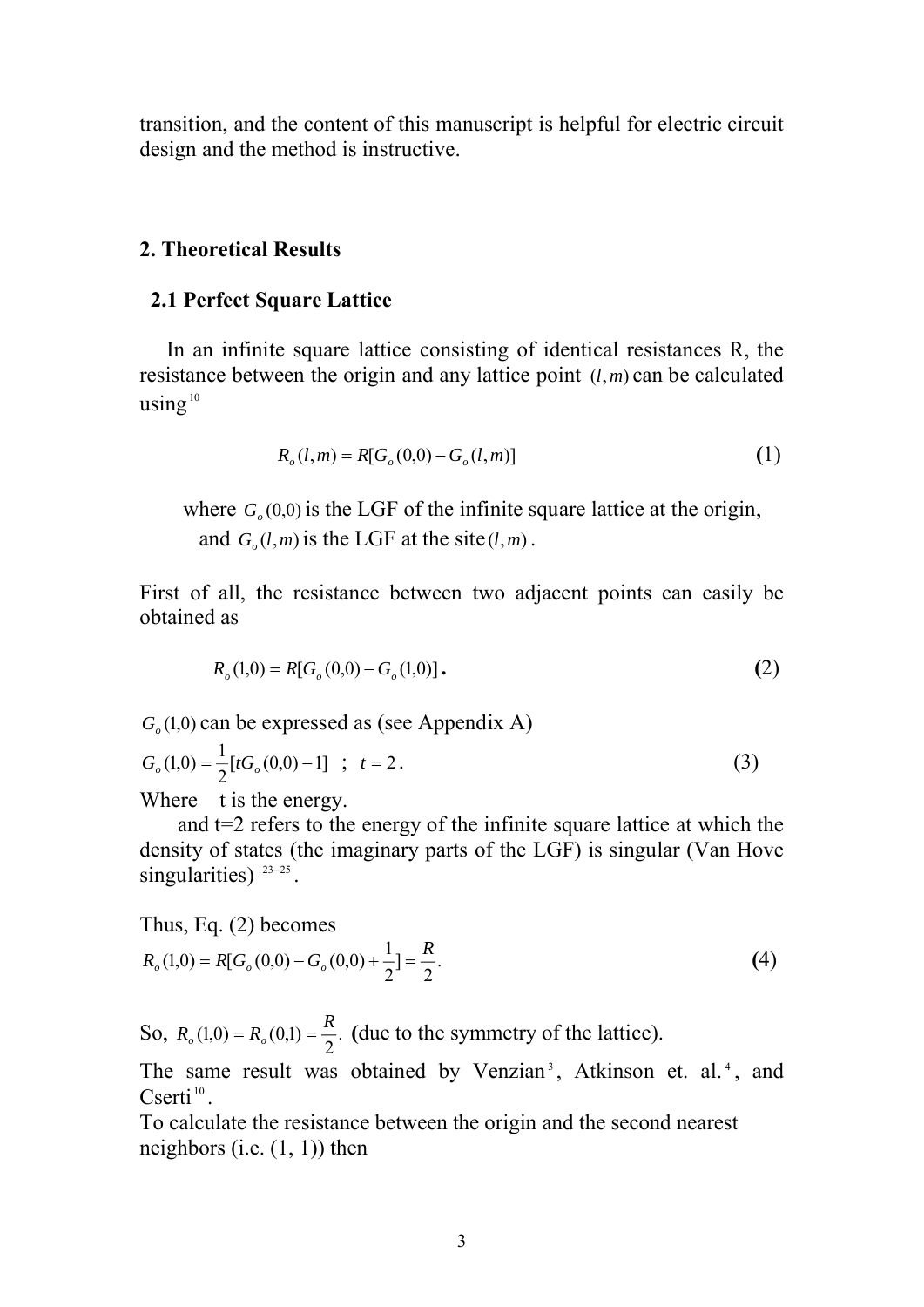transition, and the content of this manuscript is helpful for electric circuit design and the method is instructive.

## 2. Theoretical Results

### 2.1 Perfect Square Lattice

In an infinite square lattice consisting of identical resistances R, the resistance between the origin and any lattice point $(l,m)$ can be calculated using[10]

$$R_o(l,m) = R[G_o(0,0) - G_o(l,m)] \tag{1}$$

where $G_o(0,0)$ is the LGF of the infinite square lattice at the origin, and $G_o(l,m)$ is the LGF at the site $(l,m)$.

First of all, the resistance between two adjacent points can easily be obtained as

$$R_o(1,0) = R[G_o(0,0) - G_o(1,0)]. \tag{2}$$

$G_o(1,0)$ can be expressed as (see Appendix A)

$$G_o(1,0) = \frac{1}{2}[tG_o(0,0) - 1] \quad ; \quad t = 2. \tag{3}$$

Where t is the energy.

and t=2 refers to the energy of the infinite square lattice at which the density of states (the imaginary parts of the LGF) is singular (Van Hove singularities) [23–25].

Thus, Eq. (2) becomes

$$R_o(1,0) = R[G_o(0,0) - G_o(0,0) + \frac{1}{2}] = \frac{R}{2}. \tag{4}$$

So, $R_o(1,0) = R_o(0,1) = \frac{R}{2}$. **(**due to the symmetry of the lattice).

The same result was obtained by Venzian[3], Atkinson et. al.[4], and Cserti[10].

To calculate the resistance between the origin and the second nearest neighbors (i.e. (1, 1)) then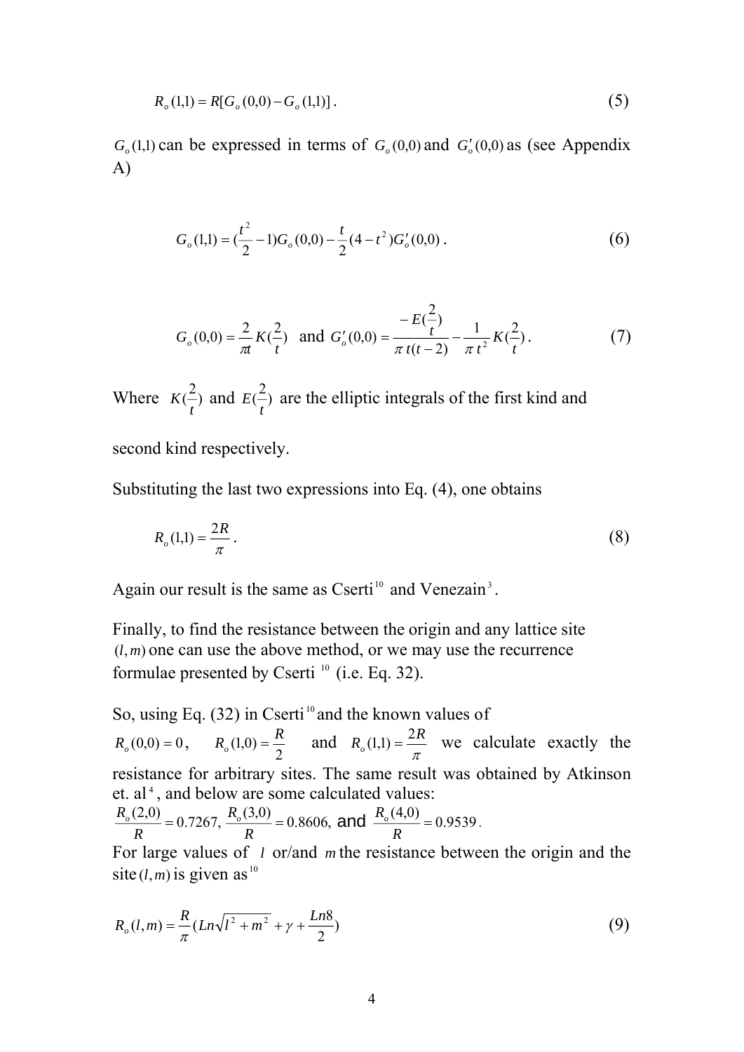$$R_o(1,1) = R[G_o(0,0) - G_o(1,1)] \,. \tag{5}$$

$G_o(1,1)$ can be expressed in terms of $G_o(0,0)$ and $G_o'(0,0)$ as (see Appendix A)

$$G_o(1,1) = (\frac{t^2}{2} - 1)G_o(0,0) - \frac{t}{2}(4 - t^2)G_o'(0,0) \,. \tag{6}$$

$$G_o(0,0) = \frac{2}{\pi t}K(\frac{2}{t}) \;\; \text{and} \;\; G_o'(0,0) = \frac{-E(\frac{2}{t})}{\pi\, t(t-2)} - \frac{1}{\pi\, t^2}K(\frac{2}{t}) \,. \tag{7}$$

Where $K(\frac{2}{t})$ and $E(\frac{2}{t})$ are the elliptic integrals of the first kind and second kind respectively.

Substituting the last two expressions into Eq. (4), one obtains

$$R_o(1,1) = \frac{2R}{\pi} \,. \tag{8}$$

Again our result is the same as Cserti[10] and Venezain[3].

Finally, to find the resistance between the origin and any lattice site $(l,m)$ one can use the above method, or we may use the recurrence formulae presented by Cserti [10] (i.e. Eq. 32).

So, using Eq. (32) in Cserti[10] and the known values of $R_o(0,0) = 0$, $R_o(1,0) = \frac{R}{2}$ and $R_o(1,1) = \frac{2R}{\pi}$ we calculate exactly the resistance for arbitrary sites. The same result was obtained by Atkinson et. al[4], and below are some calculated values:
$\frac{R_o(2,0)}{R} = 0.7267,\; \frac{R_o(3,0)}{R} = 0.8606,$ and $\frac{R_o(4,0)}{R} = 0.9539$.
For large values of $l$ or/and $m$ the resistance between the origin and the site $(l,m)$ is given as[10]

$$R_o(l,m) = \frac{R}{\pi}(Ln\sqrt{l^2 + m^2} + \gamma + \frac{Ln8}{2}) \tag{9}$$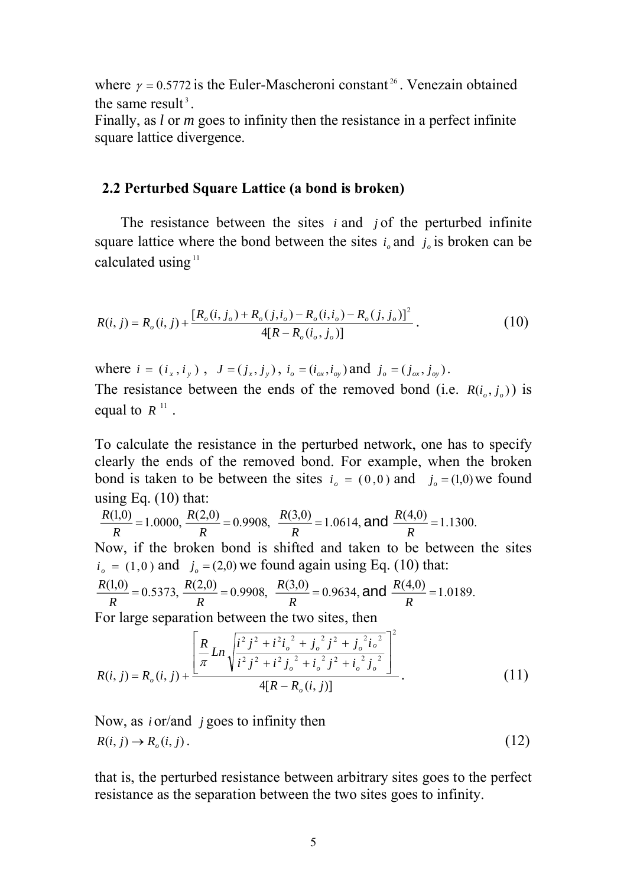where $\gamma = 0.5772$ is the Euler-Mascheroni constant[26]. Venezain obtained the same result[3].
Finally, as *l* or *m* goes to infinity then the resistance in a perfect infinite square lattice divergence.

## 2.2 Perturbed Square Lattice (a bond is broken)

The resistance between the sites $i$ and $j$ of the perturbed infinite square lattice where the bond between the sites $i_o$ and $j_o$ is broken can be calculated using[11]

$$R(i,j) = R_o(i,j) + \frac{[R_o(i,j_o) + R_o(j,i_o) - R_o(i,i_o) - R_o(j,j_o)]^2}{4[R - R_o(i_o,j_o)]}. \tag{10}$$

where $i = (i_x, i_y)$, $J = (j_x, j_y)$, $i_o = (i_{ox}, i_{oy})$ and $j_o = (j_{ox}, j_{oy})$.
The resistance between the ends of the removed bond (i.e. $R(i_o, j_o)$) is equal to $R$[11].

To calculate the resistance in the perturbed network, one has to specify clearly the ends of the removed bond. For example, when the broken bond is taken to be between the sites $i_o = (0,0)$ and $j_o = (1,0)$ we found using Eq. (10) that:
$\frac{R(1,0)}{R} = 1.0000$, $\frac{R(2,0)}{R} = 0.9908$, $\frac{R(3,0)}{R} = 1.0614$, and $\frac{R(4,0)}{R} = 1.1300.$
Now, if the broken bond is shifted and taken to be between the sites $i_o = (1,0)$ and $j_o = (2,0)$ we found again using Eq. (10) that:
$\frac{R(1,0)}{R} = 0.5373$, $\frac{R(2,0)}{R} = 0.9908$, $\frac{R(3,0)}{R} = 0.9634$, and $\frac{R(4,0)}{R} = 1.0189.$
For large separation between the two sites, then

$$R(i,j) = R_o(i,j) + \frac{\left[\frac{R}{\pi} Ln \sqrt{\frac{i^2 j^2 + i^2 i_o^{\,2} + j_o^{\,2} j^2 + j_o^{\,2} i_o^{\,2}}{i^2 j^2 + i^2 j_o^{\,2} + i_o^{\,2} j^2 + i_o^{\,2} j_o^{\,2}}}\right]^2}{4[R - R_o(i,j)]}. \tag{11}$$

Now, as $i$ or/and $j$ goes to infinity then

$$R(i,j) \to R_o(i,j). \tag{12}$$

that is, the perturbed resistance between arbitrary sites goes to the perfect resistance as the separation between the two sites goes to infinity.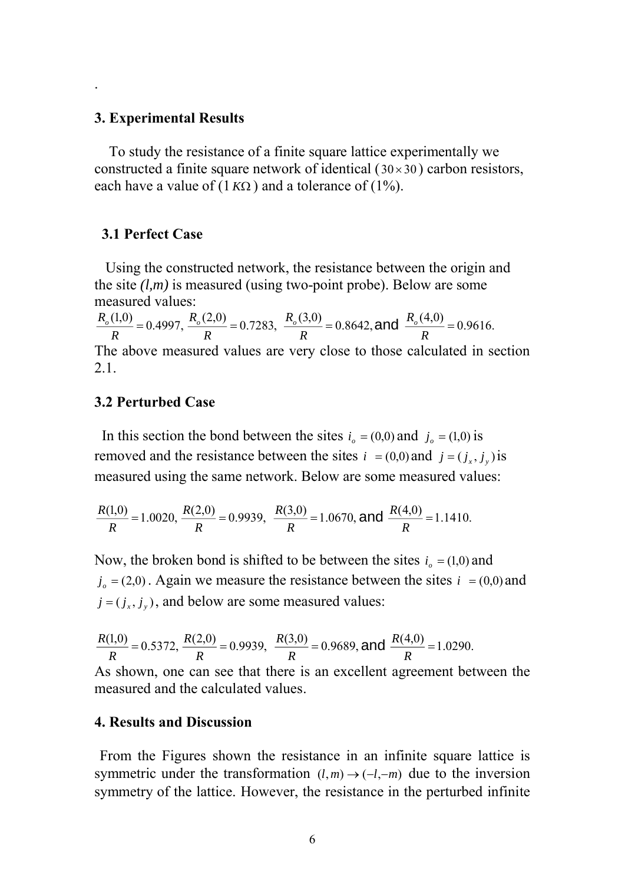## 3. Experimental Results

To study the resistance of a finite square lattice experimentally we constructed a finite square network of identical ($30 \times 30$) carbon resistors, each have a value of ($1\,K\Omega$) and a tolerance of (1%).

### 3.1 Perfect Case

Using the constructed network, the resistance between the origin and the site *(l,m)* is measured (using two-point probe). Below are some measured values:

$\frac{R_o(1,0)}{R} = 0.4997,\ \frac{R_o(2,0)}{R} = 0.7283,\ \frac{R_o(3,0)}{R} = 0.8642,$ and $\frac{R_o(4,0)}{R} = 0.9616.$

The above measured values are very close to those calculated in section 2.1.

### 3.2 Perturbed Case

In this section the bond between the sites $i_o = (0,0)$ and $j_o = (1,0)$ is removed and the resistance between the sites $i = (0,0)$ and $j = (j_x, j_y)$ is measured using the same network. Below are some measured values:

$$\frac{R(1,0)}{R} = 1.0020,\ \frac{R(2,0)}{R} = 0.9939,\ \frac{R(3,0)}{R} = 1.0670,\ \text{and}\ \frac{R(4,0)}{R} = 1.1410.$$

Now, the broken bond is shifted to be between the sites $i_o = (1,0)$ and $j_o = (2,0)$. Again we measure the resistance between the sites $i = (0,0)$ and $j = (j_x, j_y)$, and below are some measured values:

$$\frac{R(1,0)}{R} = 0.5372,\ \frac{R(2,0)}{R} = 0.9939,\ \frac{R(3,0)}{R} = 0.9689,\ \text{and}\ \frac{R(4,0)}{R} = 1.0290.$$

As shown, one can see that there is an excellent agreement between the measured and the calculated values.

## 4. Results and Discussion

From the Figures shown the resistance in an infinite square lattice is symmetric under the transformation $(l,m) \to (-l,-m)$ due to the inversion symmetry of the lattice. However, the resistance in the perturbed infinite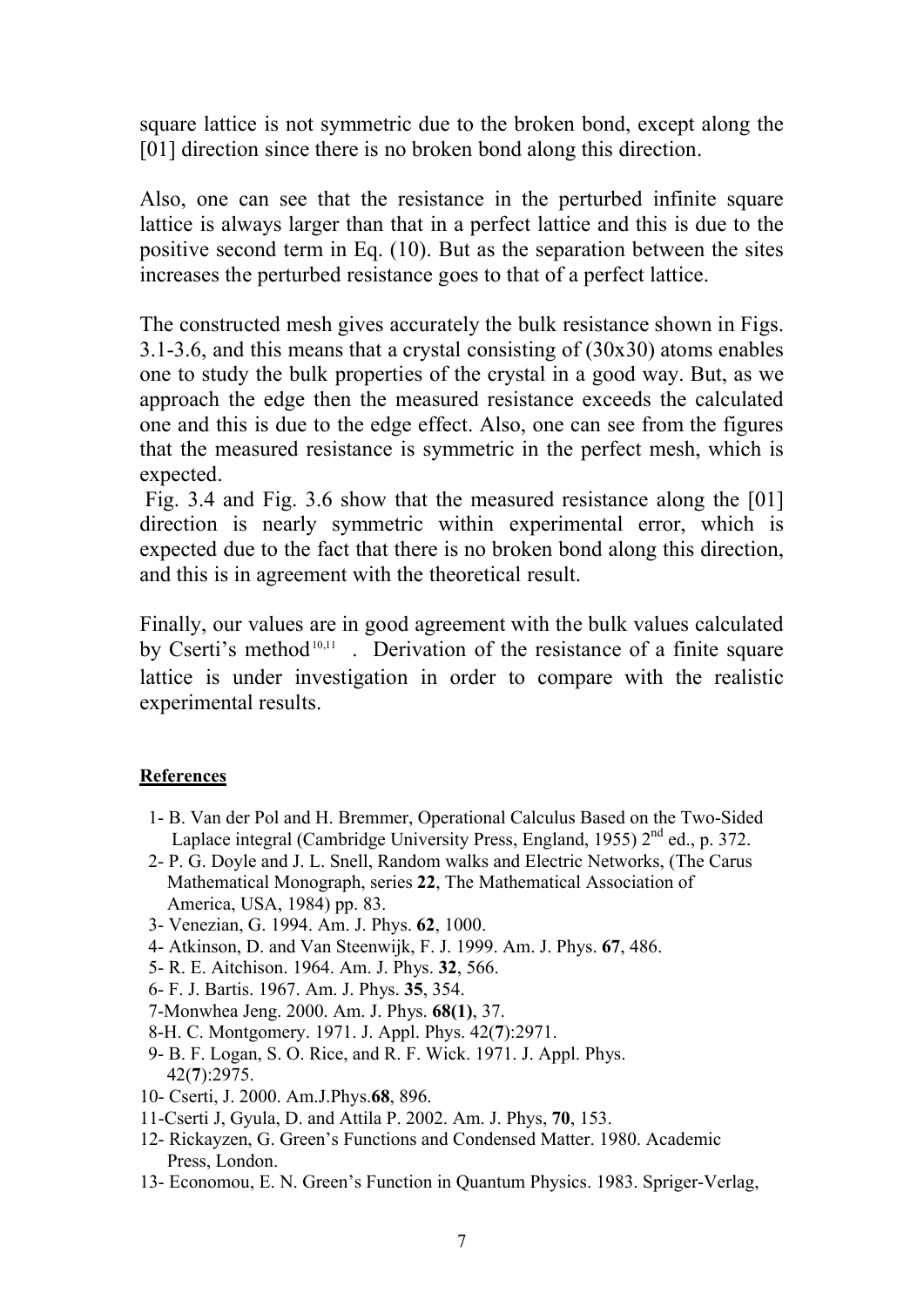square lattice is not symmetric due to the broken bond, except along the [01] direction since there is no broken bond along this direction.

Also, one can see that the resistance in the perturbed infinite square lattice is always larger than that in a perfect lattice and this is due to the positive second term in Eq. (10). But as the separation between the sites increases the perturbed resistance goes to that of a perfect lattice.

The constructed mesh gives accurately the bulk resistance shown in Figs. 3.1-3.6, and this means that a crystal consisting of (30x30) atoms enables one to study the bulk properties of the crystal in a good way. But, as we approach the edge then the measured resistance exceeds the calculated one and this is due to the edge effect. Also, one can see from the figures that the measured resistance is symmetric in the perfect mesh, which is expected.

Fig. 3.4 and Fig. 3.6 show that the measured resistance along the [01] direction is nearly symmetric within experimental error, which is expected due to the fact that there is no broken bond along this direction, and this is in agreement with the theoretical result.

Finally, our values are in good agreement with the bulk values calculated by Cserti's method[10,11] . Derivation of the resistance of a finite square lattice is under investigation in order to compare with the realistic experimental results.

**References**

1- B. Van der Pol and H. Bremmer, Operational Calculus Based on the Two-Sided Laplace integral (Cambridge University Press, England, 1955) 2nd ed., p. 372.

2- P. G. Doyle and J. L. Snell, Random walks and Electric Networks, (The Carus Mathematical Monograph, series **22**, The Mathematical Association of America, USA, 1984) pp. 83.

3- Venezian, G. 1994. Am. J. Phys. **62**, 1000.

4- Atkinson, D. and Van Steenwijk, F. J. 1999. Am. J. Phys. **67**, 486.

5- R. E. Aitchison. 1964. Am. J. Phys. **32**, 566.

6- F. J. Bartis. 1967. Am. J. Phys. **35**, 354.

7-Monwhea Jeng. 2000. Am. J. Phys. **68(1)**, 37.

8-H. C. Montgomery. 1971. J. Appl. Phys. 42(**7**):2971.

9- B. F. Logan, S. O. Rice, and R. F. Wick. 1971. J. Appl. Phys. 42(**7**):2975.

10- Cserti, J. 2000. Am.J.Phys.**68**, 896.

11-Cserti J, Gyula, D. and Attila P. 2002. Am. J. Phys, **70**, 153.

12- Rickayzen, G. Green's Functions and Condensed Matter. 1980. Academic Press, London.

13- Economou, E. N. Green's Function in Quantum Physics. 1983. Spriger-Verlag,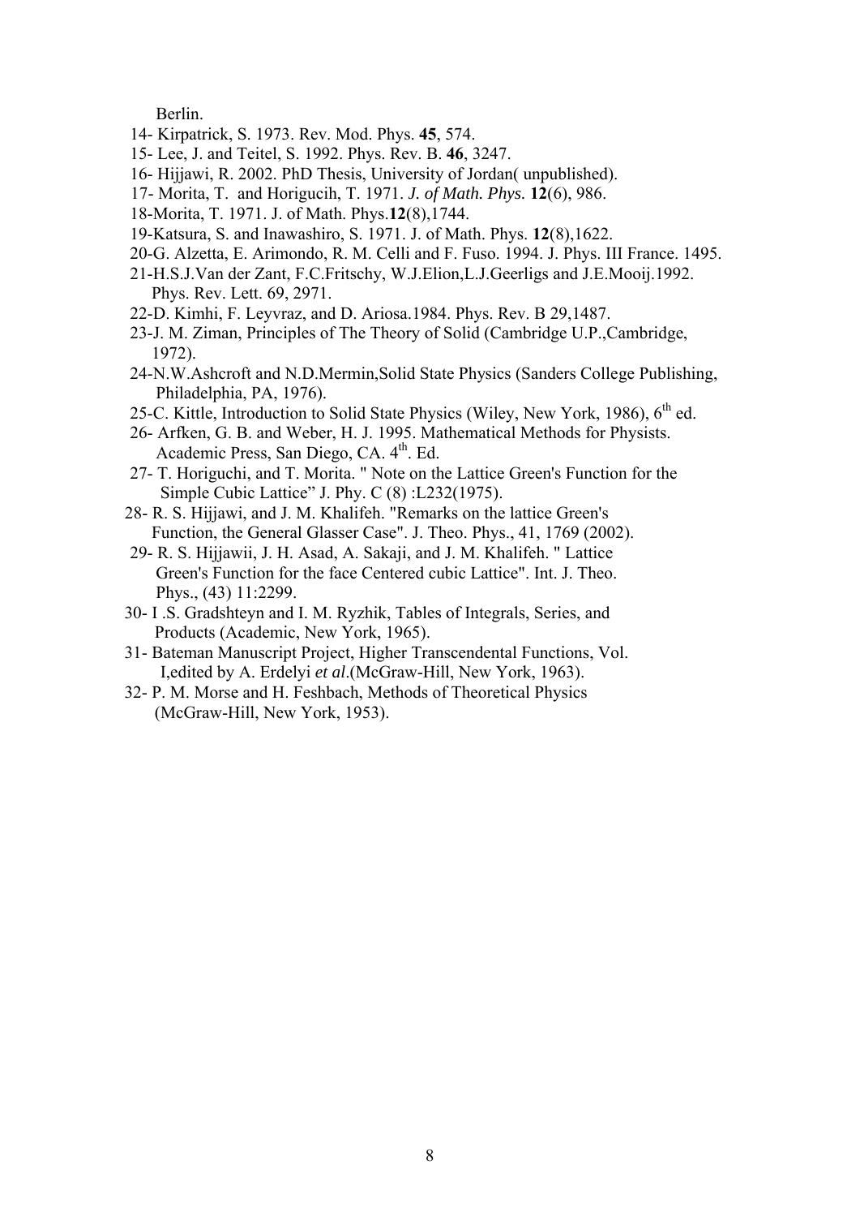Berlin.

14- Kirpatrick, S. 1973. Rev. Mod. Phys. **45**, 574.

15- Lee, J. and Teitel, S. 1992. Phys. Rev. B. **46**, 3247.

16- Hijjawi, R. 2002. PhD Thesis, University of Jordan( unpublished).

17- Morita, T. and Horigucih, T. 1971. *J. of Math. Phys.* **12**(6), 986.

18-Morita, T. 1971. J. of Math. Phys.**12**(8),1744.

19-Katsura, S. and Inawashiro, S. 1971. J. of Math. Phys. **12**(8),1622.

20-G. Alzetta, E. Arimondo, R. M. Celli and F. Fuso. 1994. J. Phys. III France. 1495.

21-H.S.J.Van der Zant, F.C.Fritschy, W.J.Elion,L.J.Geerligs and J.E.Mooij.1992. Phys. Rev. Lett. 69, 2971.

22-D. Kimhi, F. Leyvraz, and D. Ariosa.1984. Phys. Rev. B 29,1487.

23-J. M. Ziman, Principles of The Theory of Solid (Cambridge U.P.,Cambridge, 1972).

24-N.W.Ashcroft and N.D.Mermin,Solid State Physics (Sanders College Publishing, Philadelphia, PA, 1976).

25-C. Kittle, Introduction to Solid State Physics (Wiley, New York, 1986), 6th ed.

26- Arfken, G. B. and Weber, H. J. 1995. Mathematical Methods for Physists. Academic Press, San Diego, CA. 4th. Ed.

27- T. Horiguchi, and T. Morita. " Note on the Lattice Green's Function for the Simple Cubic Lattice" J. Phy. C (8) :L232(1975).

28- R. S. Hijjawi, and J. M. Khalifeh. "Remarks on the lattice Green's Function, the General Glasser Case". J. Theo. Phys., 41, 1769 (2002).

29- R. S. Hijjawii, J. H. Asad, A. Sakaji, and J. M. Khalifeh. " Lattice Green's Function for the face Centered cubic Lattice". Int. J. Theo. Phys., (43) 11:2299.

30- I .S. Gradshteyn and I. M. Ryzhik, Tables of Integrals, Series, and Products (Academic, New York, 1965).

31- Bateman Manuscript Project, Higher Transcendental Functions, Vol. I,edited by A. Erdelyi *et al*.(McGraw-Hill, New York, 1963).

32- P. M. Morse and H. Feshbach, Methods of Theoretical Physics (McGraw-Hill, New York, 1953).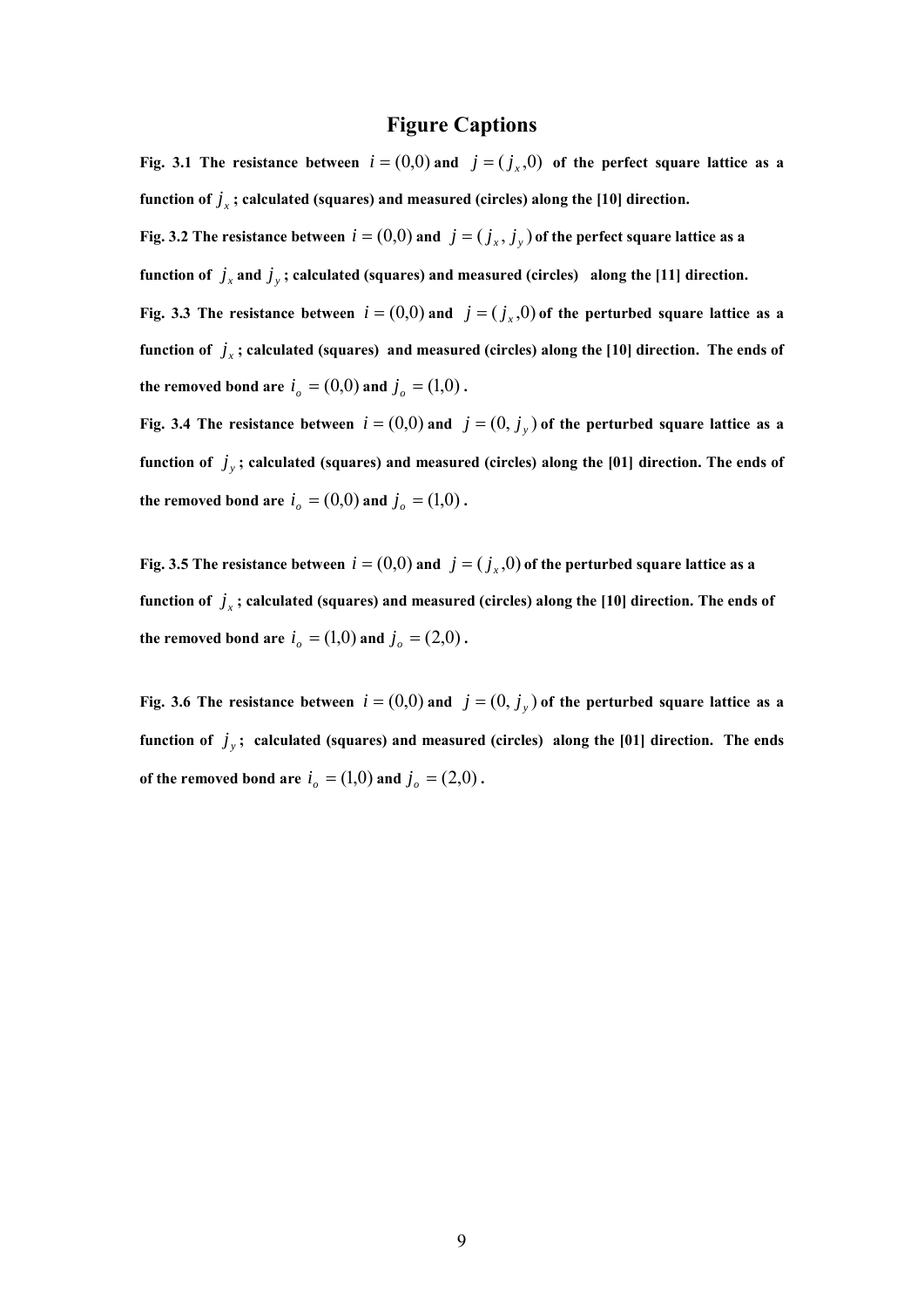# Figure Captions

**Fig. 3.1 The resistance between $i = (0,0)$ and $j = (j_x, 0)$ of the perfect square lattice as a function of $j_x$; calculated (squares) and measured (circles) along the [10] direction.**

**Fig. 3.2 The resistance between $i = (0,0)$ and $j = (j_x, j_y)$ of the perfect square lattice as a function of $j_x$ and $j_y$; calculated (squares) and measured (circles) along the [11] direction.**

**Fig. 3.3 The resistance between $i = (0,0)$ and $j = (j_x, 0)$ of the perturbed square lattice as a function of $j_x$; calculated (squares) and measured (circles) along the [10] direction. The ends of the removed bond are $i_o = (0,0)$ and $j_o = (1,0)$.**

**Fig. 3.4 The resistance between $i = (0,0)$ and $j = (0, j_y)$ of the perturbed square lattice as a function of $j_y$; calculated (squares) and measured (circles) along the [01] direction. The ends of the removed bond are $i_o = (0,0)$ and $j_o = (1,0)$.**

**Fig. 3.5 The resistance between $i = (0,0)$ and $j = (j_x, 0)$ of the perturbed square lattice as a function of $j_x$; calculated (squares) and measured (circles) along the [10] direction. The ends of the removed bond are $i_o = (1,0)$ and $j_o = (2,0)$.**

**Fig. 3.6 The resistance between $i = (0,0)$ and $j = (0, j_y)$ of the perturbed square lattice as a function of $j_y$; calculated (squares) and measured (circles) along the [01] direction. The ends of the removed bond are $i_o = (1,0)$ and $j_o = (2,0)$.**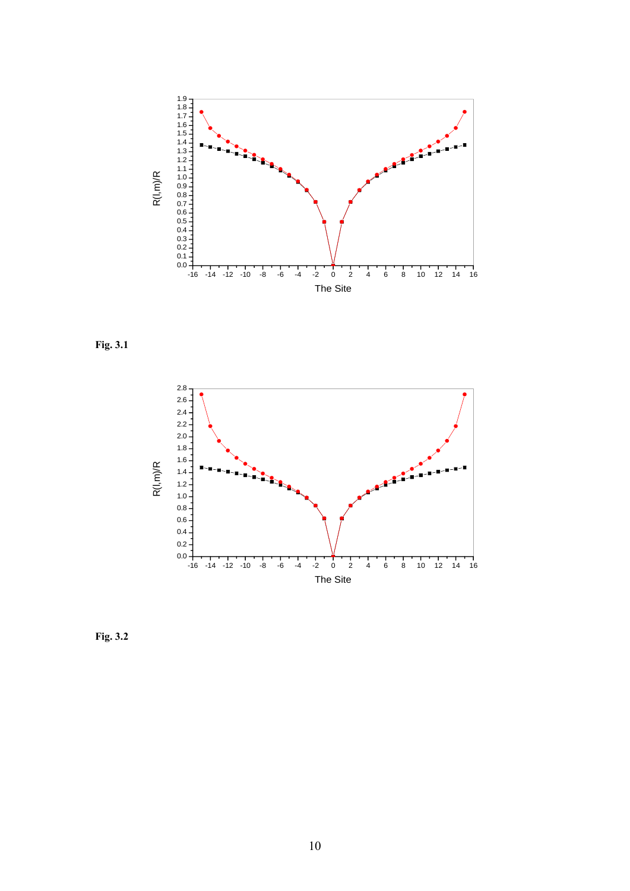Fig. 3.1

Fig. 3.2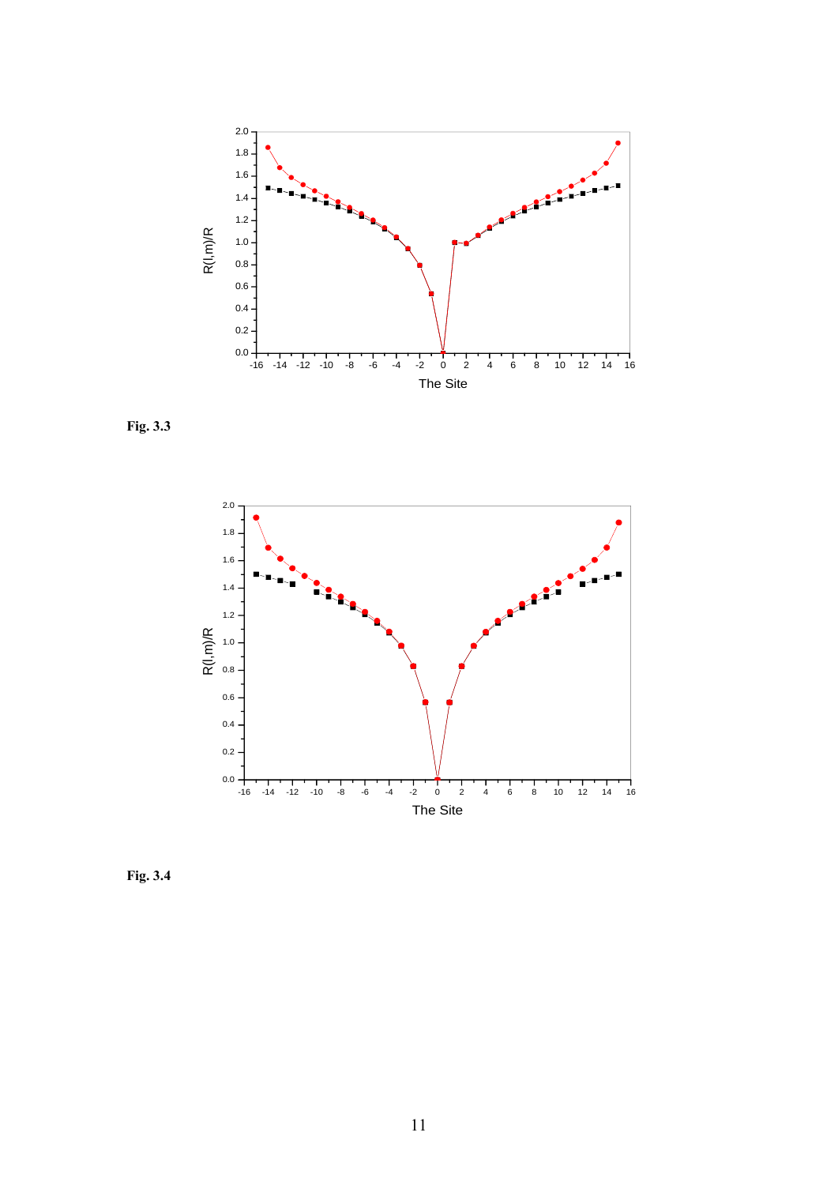Fig. 3.3

Fig. 3.4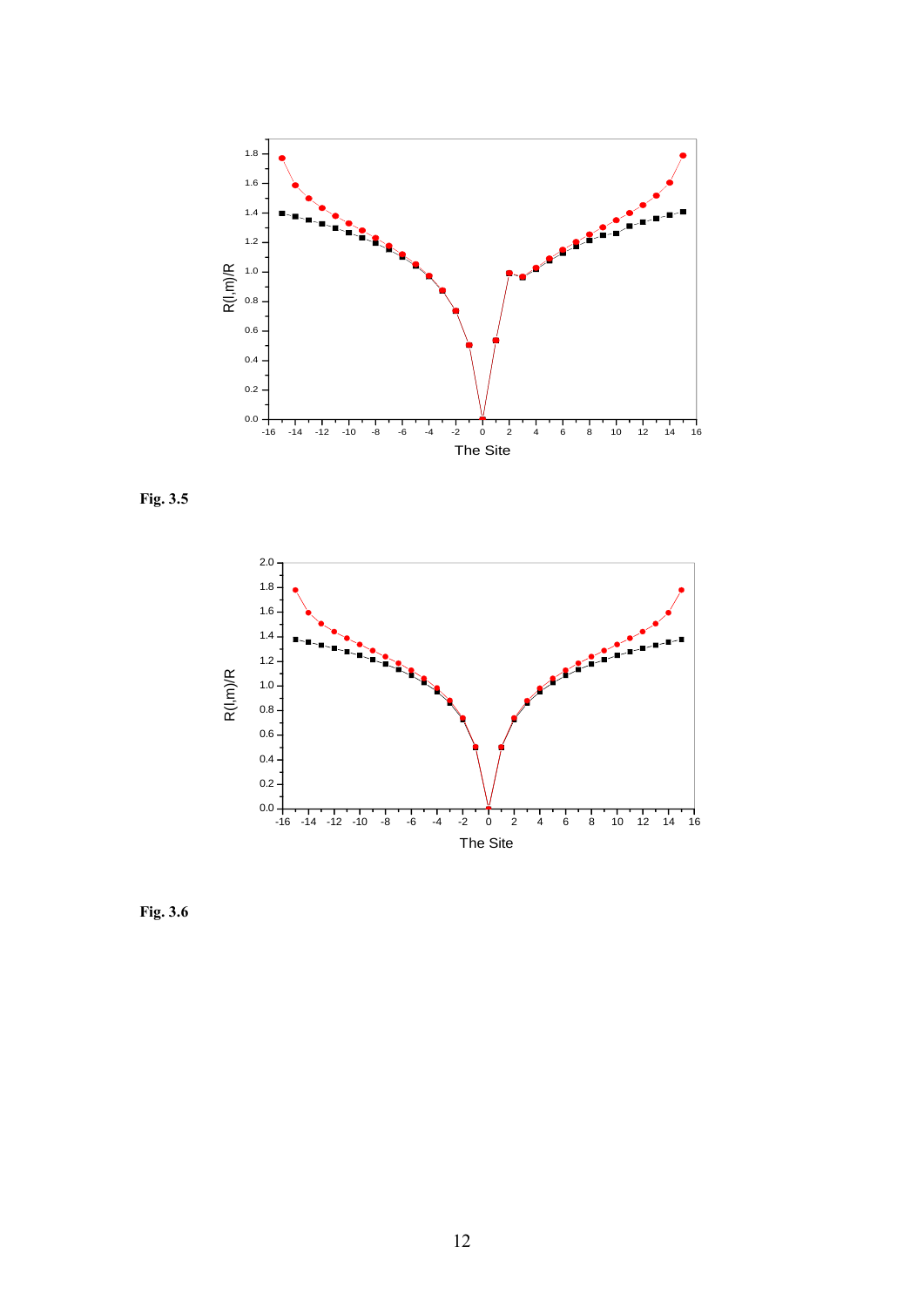Fig. 3.5

Fig. 3.6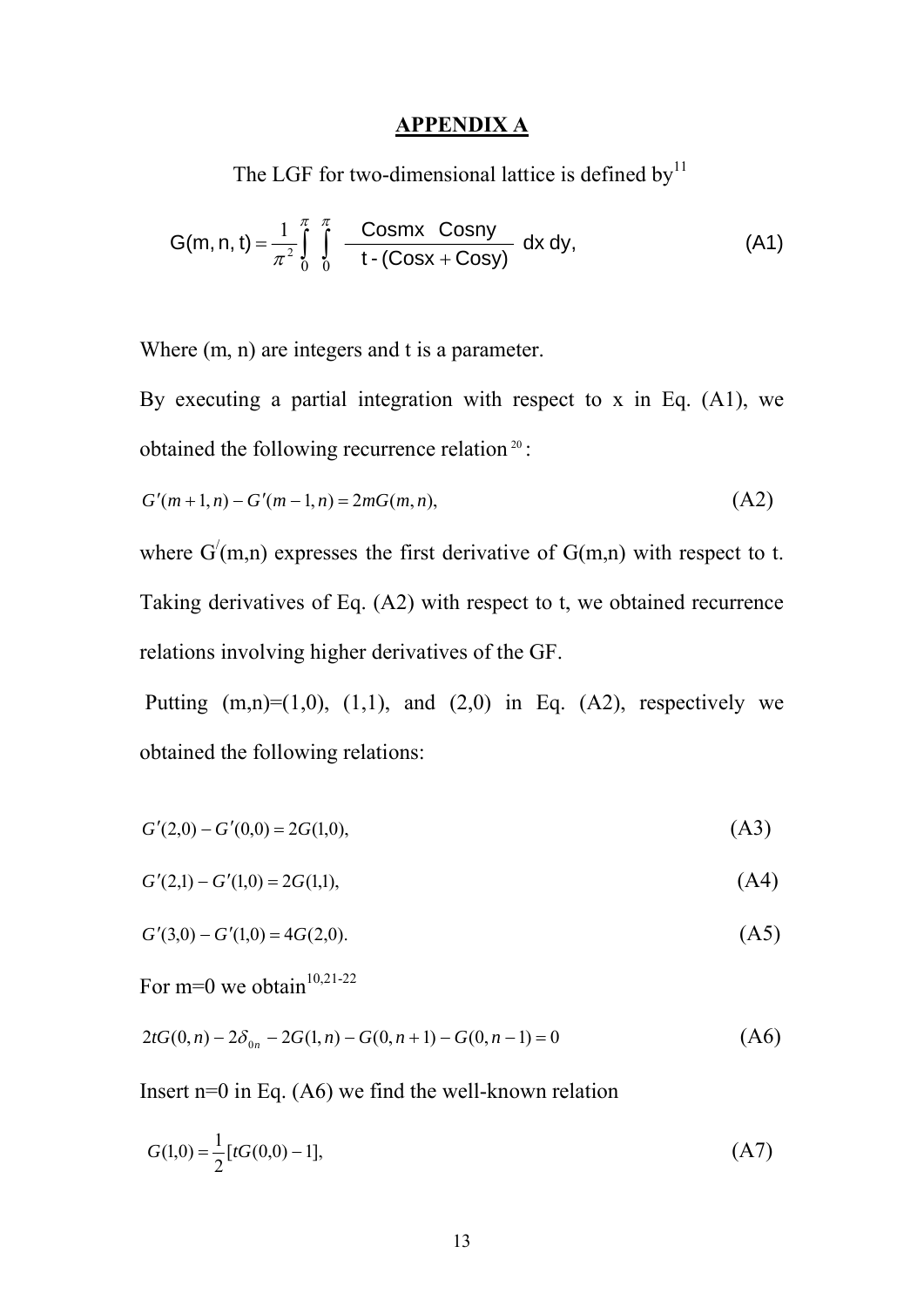## APPENDIX A

The LGF for two-dimensional lattice is defined by[11]

$$G(m, n, t) = \frac{1}{\pi^2} \int_0^{\pi} \int_0^{\pi} \frac{\text{Cos}mx \;\; \text{Cos}ny}{t - (\text{Cos}x + \text{Cos}y)} \, dx \, dy, \tag{A1}$$

Where (m, n) are integers and t is a parameter.

By executing a partial integration with respect to x in Eq. (A1), we obtained the following recurrence relation [20]:

$$G'(m+1, n) - G'(m-1, n) = 2mG(m, n), \tag{A2}$$

where $G'(m,n)$ expresses the first derivative of G(m,n) with respect to t. Taking derivatives of Eq. (A2) with respect to t, we obtained recurrence relations involving higher derivatives of the GF.

Putting (m,n)=(1,0), (1,1), and (2,0) in Eq. (A2), respectively we obtained the following relations:

$$G'(2,0) - G'(0,0) = 2G(1,0), \tag{A3}$$

$$G'(2,1) - G'(1,0) = 2G(1,1), \tag{A4}$$

$$G'(3,0) - G'(1,0) = 4G(2,0). \tag{A5}$$

For m=0 we obtain[10,21-22]

$$2tG(0, n) - 2\delta_{0n} - 2G(1, n) - G(0, n+1) - G(0, n-1) = 0 \tag{A6}$$

Insert n=0 in Eq. (A6) we find the well-known relation

$$G(1,0) = \frac{1}{2}[tG(0,0) - 1], \tag{A7}$$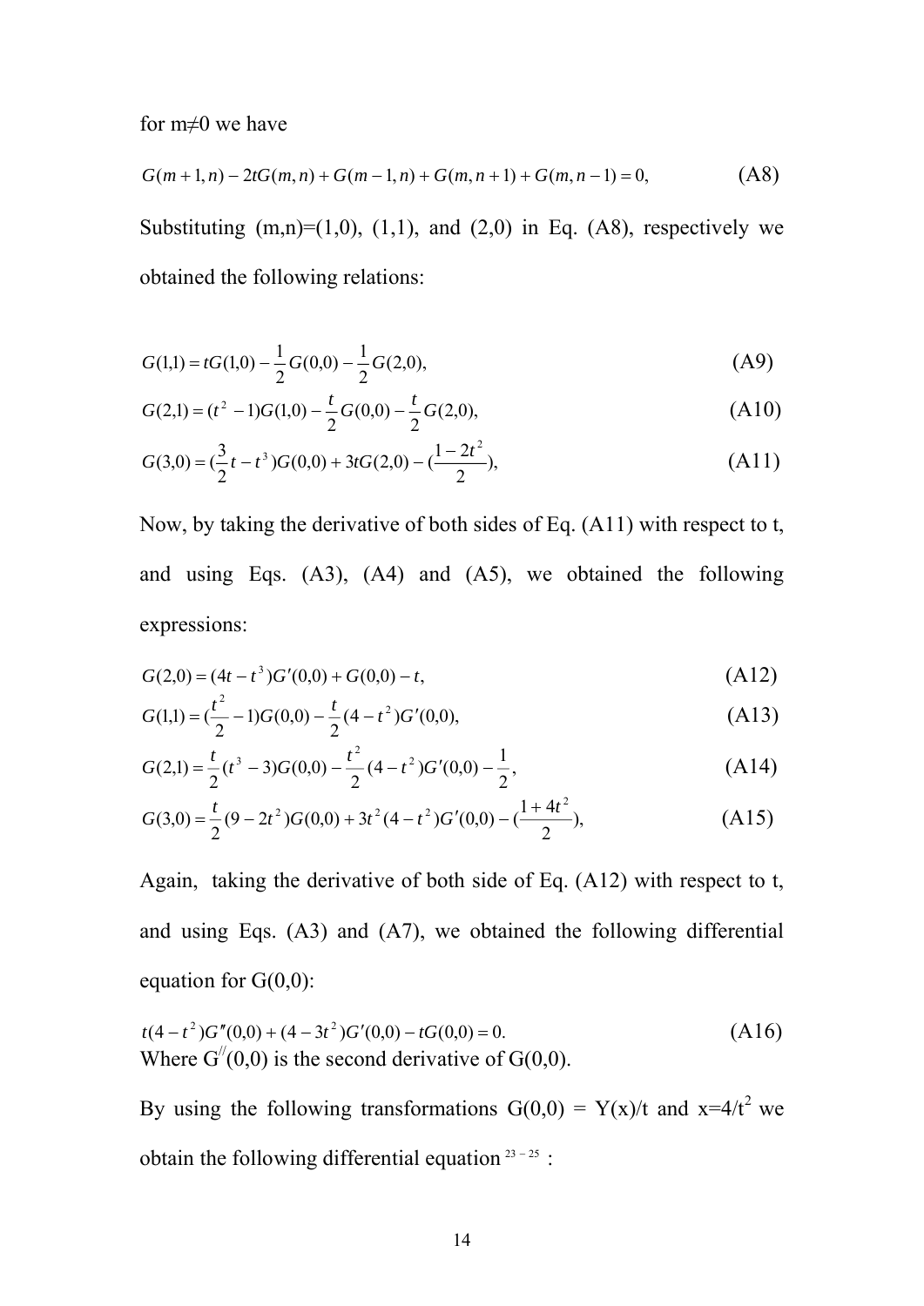for m≠0 we have

$$G(m+1,n) - 2tG(m,n) + G(m-1,n) + G(m,n+1) + G(m,n-1) = 0, \tag{A8}$$

Substituting (m,n)=(1,0), (1,1), and (2,0) in Eq. (A8), respectively we obtained the following relations:

$$G(1,1) = tG(1,0) - \frac{1}{2}G(0,0) - \frac{1}{2}G(2,0), \tag{A9}$$

$$G(2,1) = (t^2 - 1)G(1,0) - \frac{t}{2}G(0,0) - \frac{t}{2}G(2,0), \tag{A10}$$

$$G(3,0) = (\frac{3}{2}t - t^3)G(0,0) + 3tG(2,0) - (\frac{1-2t^2}{2}), \tag{A11}$$

Now, by taking the derivative of both sides of Eq. (A11) with respect to t, and using Eqs. (A3), (A4) and (A5), we obtained the following expressions:

$$G(2,0) = (4t - t^3)G'(0,0) + G(0,0) - t, \tag{A12}$$

$$G(1,1) = (\frac{t^2}{2} - 1)G(0,0) - \frac{t}{2}(4 - t^2)G'(0,0), \tag{A13}$$

$$G(2,1) = \frac{t}{2}(t^3 - 3)G(0,0) - \frac{t^2}{2}(4 - t^2)G'(0,0) - \frac{1}{2}, \tag{A14}$$

$$G(3,0) = \frac{t}{2}(9 - 2t^2)G(0,0) + 3t^2(4 - t^2)G'(0,0) - (\frac{1+4t^2}{2}), \tag{A15}$$

Again, taking the derivative of both side of Eq. (A12) with respect to t, and using Eqs. (A3) and (A7), we obtained the following differential equation for G(0,0):

$$t(4 - t^2)G''(0,0) + (4 - 3t^2)G'(0,0) - tG(0,0) = 0. \tag{A16}$$

Where $G^{//}(0,0)$ is the second derivative of G(0,0).

By using the following transformations G(0,0) = Y(x)/t and $x=4/t^2$ we obtain the following differential equation [23 − 25] :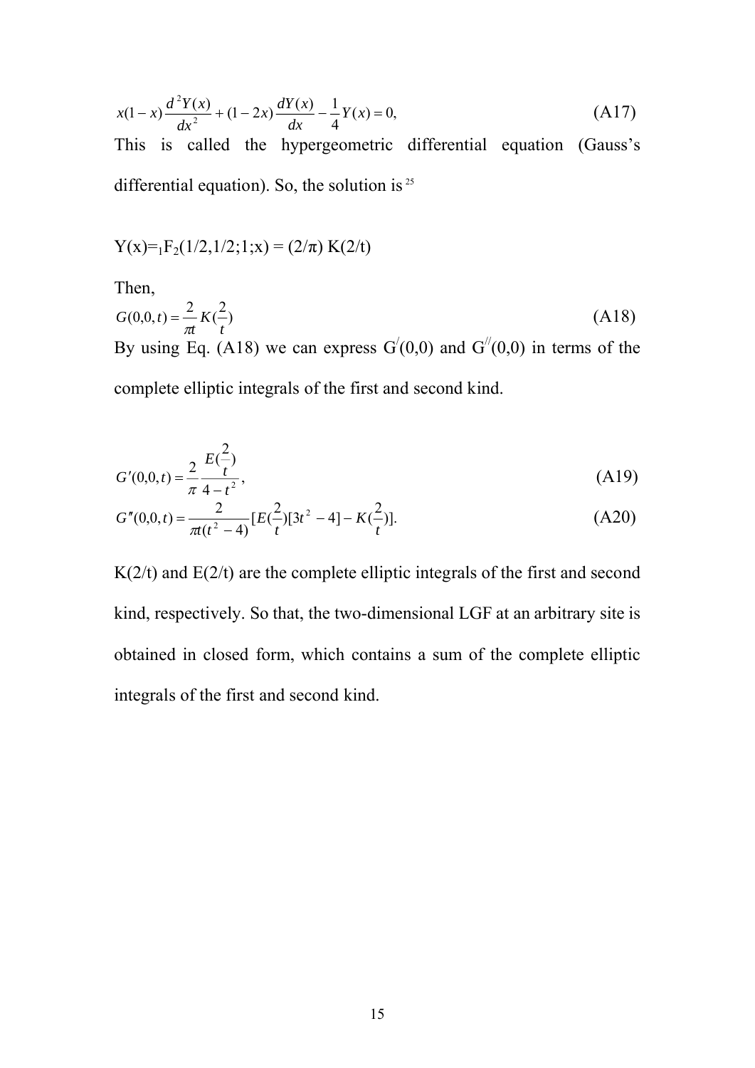$$x(1-x)\frac{d^2Y(x)}{dx^2}+(1-2x)\frac{dY(x)}{dx}-\frac{1}{4}Y(x)=0, \tag{A17}$$

This is called the hypergeometric differential equation (Gauss's differential equation). So, the solution is [25]

$Y(x)={}_1F_2(1/2,1/2;1;x) = (2/\pi)\, K(2/t)$

Then,

$$G(0,0,t)=\frac{2}{\pi t}K(\frac{2}{t}) \tag{A18}$$

By using Eq. (A18) we can express $G^{/}(0,0)$ and $G^{//}(0,0)$ in terms of the complete elliptic integrals of the first and second kind.

$$G'(0,0,t)=\frac{2}{\pi}\frac{E(\frac{2}{t})}{4-t^2}, \tag{A19}$$

$$G''(0,0,t)=\frac{2}{\pi t(t^2-4)}[E(\frac{2}{t})[3t^2-4]-K(\frac{2}{t})]. \tag{A20}$$

$K(2/t)$ and $E(2/t)$ are the complete elliptic integrals of the first and second kind, respectively. So that, the two-dimensional LGF at an arbitrary site is obtained in closed form, which contains a sum of the complete elliptic integrals of the first and second kind.